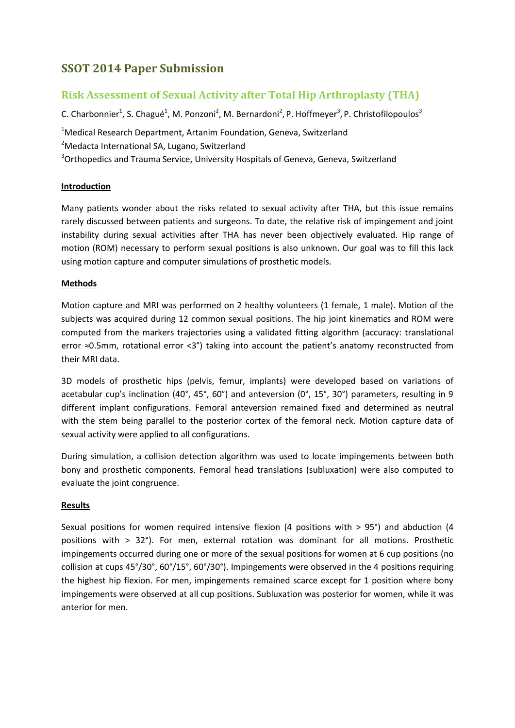# SSOT 2014 Paper Submission

## Risk Assessment of Sexual Activity after Total Hip Arthroplasty (THA)

C. Charbonnier[1], S. Chagué[1], M. Ponzoni[2], M. Bernardoni[2], P. Hoffmeyer[3], P. Christofilopoulos[3]

[1]Medical Research Department, Artanim Foundation, Geneva, Switzerland

[2]Medacta International SA, Lugano, Switzerland

[3]Orthopedics and Trauma Service, University Hospitals of Geneva, Geneva, Switzerland

**Introduction**

Many patients wonder about the risks related to sexual activity after THA, but this issue remains rarely discussed between patients and surgeons. To date, the relative risk of impingement and joint instability during sexual activities after THA has never been objectively evaluated. Hip range of motion (ROM) necessary to perform sexual positions is also unknown. Our goal was to fill this lack using motion capture and computer simulations of prosthetic models.

**Methods**

Motion capture and MRI was performed on 2 healthy volunteers (1 female, 1 male). Motion of the subjects was acquired during 12 common sexual positions. The hip joint kinematics and ROM were computed from the markers trajectories using a validated fitting algorithm (accuracy: translational error ≈0.5mm, rotational error <3°) taking into account the patient's anatomy reconstructed from their MRI data.

3D models of prosthetic hips (pelvis, femur, implants) were developed based on variations of acetabular cup's inclination (40°, 45°, 60°) and anteversion (0°, 15°, 30°) parameters, resulting in 9 different implant configurations. Femoral anteversion remained fixed and determined as neutral with the stem being parallel to the posterior cortex of the femoral neck. Motion capture data of sexual activity were applied to all configurations.

During simulation, a collision detection algorithm was used to locate impingements between both bony and prosthetic components. Femoral head translations (subluxation) were also computed to evaluate the joint congruence.

**Results**

Sexual positions for women required intensive flexion (4 positions with > 95°) and abduction (4 positions with > 32°). For men, external rotation was dominant for all motions. Prosthetic impingements occurred during one or more of the sexual positions for women at 6 cup positions (no collision at cups 45°/30°, 60°/15°, 60°/30°). Impingements were observed in the 4 positions requiring the highest hip flexion. For men, impingements remained scarce except for 1 position where bony impingements were observed at all cup positions. Subluxation was posterior for women, while it was anterior for men.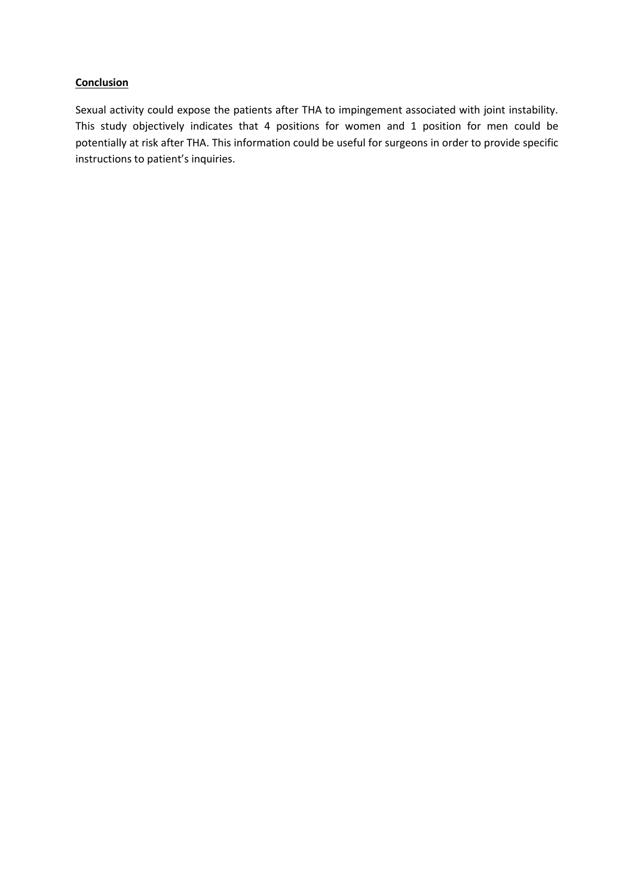## Conclusion

Sexual activity could expose the patients after THA to impingement associated with joint instability. This study objectively indicates that 4 positions for women and 1 position for men could be potentially at risk after THA. This information could be useful for surgeons in order to provide specific instructions to patient's inquiries.